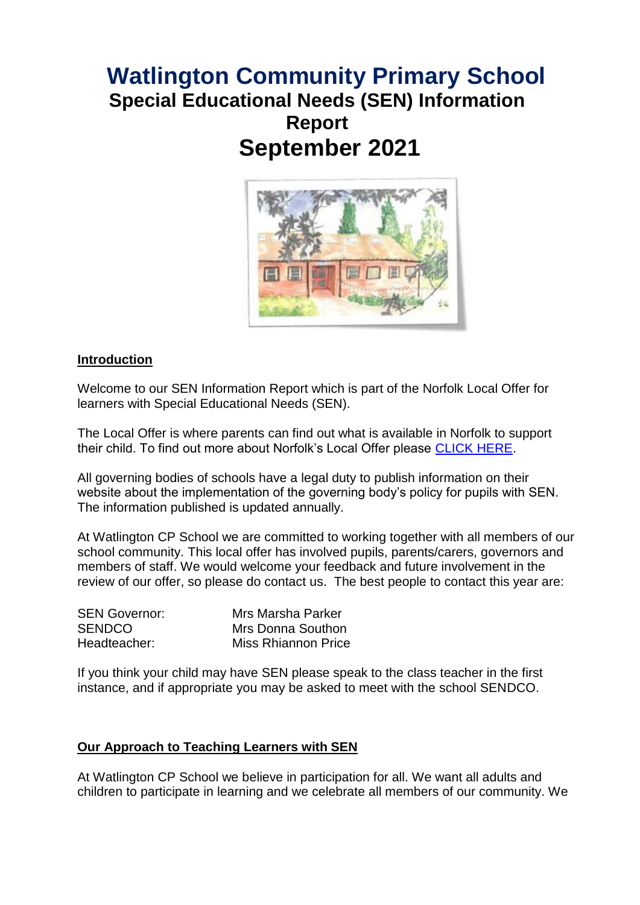# Watlington Community Primary School

## Special Educational Needs (SEN) Information Report

## September 2021

### Introduction

Welcome to our SEN Information Report which is part of the Norfolk Local Offer for learners with Special Educational Needs (SEN).

The Local Offer is where parents can find out what is available in Norfolk to support their child. To find out more about Norfolk's Local Offer please CLICK HERE.

All governing bodies of schools have a legal duty to publish information on their website about the implementation of the governing body's policy for pupils with SEN. The information published is updated annually.

At Watlington CP School we are committed to working together with all members of our school community. This local offer has involved pupils, parents/carers, governors and members of staff. We would welcome your feedback and future involvement in the review of our offer, so please do contact us. The best people to contact this year are:

| | |
|---|---|
| SEN Governor: | Mrs Marsha Parker |
| SENDCO | Mrs Donna Southon |
| Headteacher: | Miss Rhiannon Price |

If you think your child may have SEN please speak to the class teacher in the first instance, and if appropriate you may be asked to meet with the school SENDCO.

### Our Approach to Teaching Learners with SEN

At Watlington CP School we believe in participation for all. We want all adults and children to participate in learning and we celebrate all members of our community. We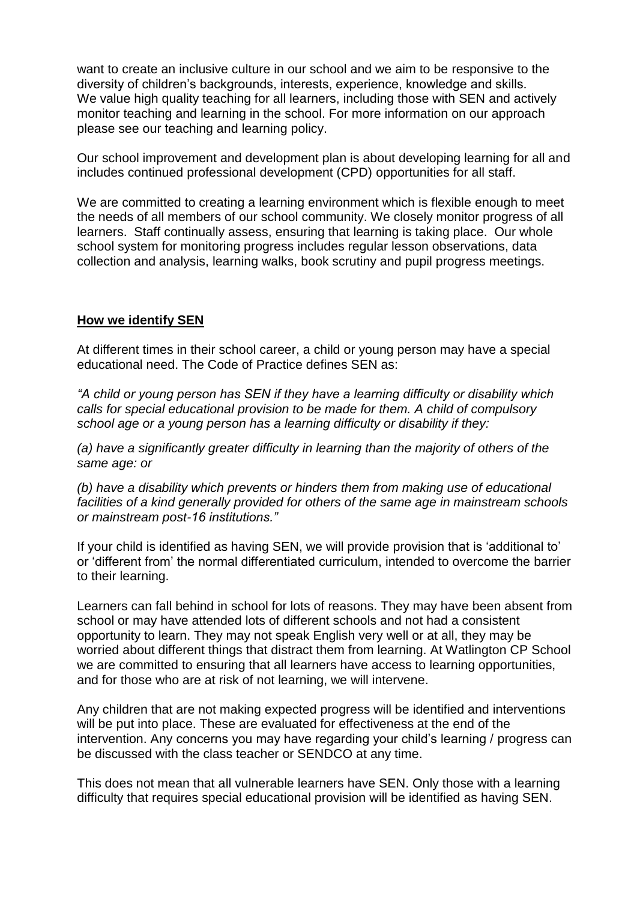want to create an inclusive culture in our school and we aim to be responsive to the diversity of children's backgrounds, interests, experience, knowledge and skills. We value high quality teaching for all learners, including those with SEN and actively monitor teaching and learning in the school. For more information on our approach please see our teaching and learning policy.

Our school improvement and development plan is about developing learning for all and includes continued professional development (CPD) opportunities for all staff.

We are committed to creating a learning environment which is flexible enough to meet the needs of all members of our school community. We closely monitor progress of all learners. Staff continually assess, ensuring that learning is taking place. Our whole school system for monitoring progress includes regular lesson observations, data collection and analysis, learning walks, book scrutiny and pupil progress meetings.

## How we identify SEN

At different times in their school career, a child or young person may have a special educational need. The Code of Practice defines SEN as:

*"A child or young person has SEN if they have a learning difficulty or disability which calls for special educational provision to be made for them. A child of compulsory school age or a young person has a learning difficulty or disability if they:*

*(a) have a significantly greater difficulty in learning than the majority of others of the same age: or*

*(b) have a disability which prevents or hinders them from making use of educational facilities of a kind generally provided for others of the same age in mainstream schools or mainstream post-16 institutions."*

If your child is identified as having SEN, we will provide provision that is 'additional to' or 'different from' the normal differentiated curriculum, intended to overcome the barrier to their learning.

Learners can fall behind in school for lots of reasons. They may have been absent from school or may have attended lots of different schools and not had a consistent opportunity to learn. They may not speak English very well or at all, they may be worried about different things that distract them from learning. At Watlington CP School we are committed to ensuring that all learners have access to learning opportunities, and for those who are at risk of not learning, we will intervene.

Any children that are not making expected progress will be identified and interventions will be put into place. These are evaluated for effectiveness at the end of the intervention. Any concerns you may have regarding your child's learning / progress can be discussed with the class teacher or SENDCO at any time.

This does not mean that all vulnerable learners have SEN. Only those with a learning difficulty that requires special educational provision will be identified as having SEN.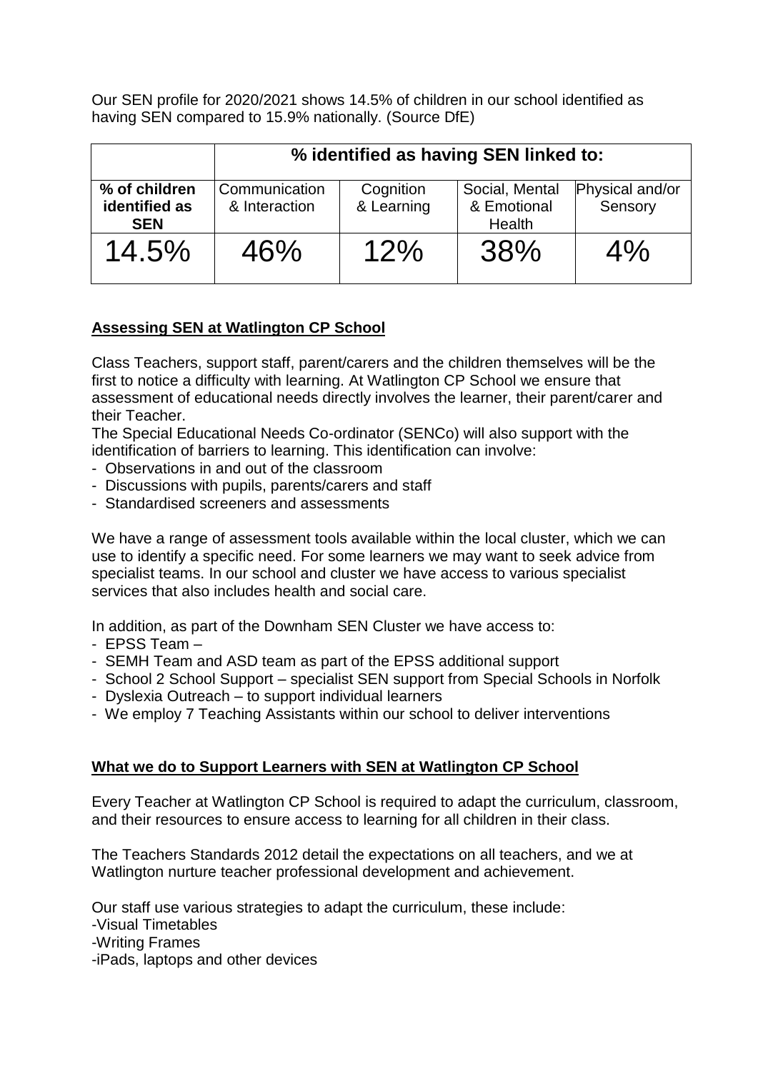Our SEN profile for 2020/2021 shows 14.5% of children in our school identified as having SEN compared to 15.9% nationally. (Source DfE)

| | % identified as having SEN linked to: | | | |
|---|---|---|---|---|
| **% of children identified as SEN** | Communication & Interaction | Cognition & Learning | Social, Mental & Emotional Health | Physical and/or Sensory |
| 14.5% | 46% | 12% | 38% | 4% |

## Assessing SEN at Watlington CP School

Class Teachers, support staff, parent/carers and the children themselves will be the first to notice a difficulty with learning. At Watlington CP School we ensure that assessment of educational needs directly involves the learner, their parent/carer and their Teacher.

The Special Educational Needs Co-ordinator (SENCo) will also support with the identification of barriers to learning. This identification can involve:

- Observations in and out of the classroom
- Discussions with pupils, parents/carers and staff
- Standardised screeners and assessments

We have a range of assessment tools available within the local cluster, which we can use to identify a specific need. For some learners we may want to seek advice from specialist teams. In our school and cluster we have access to various specialist services that also includes health and social care.

In addition, as part of the Downham SEN Cluster we have access to:

- EPSS Team –
- SEMH Team and ASD team as part of the EPSS additional support
- School 2 School Support – specialist SEN support from Special Schools in Norfolk
- Dyslexia Outreach – to support individual learners
- We employ 7 Teaching Assistants within our school to deliver interventions

## What we do to Support Learners with SEN at Watlington CP School

Every Teacher at Watlington CP School is required to adapt the curriculum, classroom, and their resources to ensure access to learning for all children in their class.

The Teachers Standards 2012 detail the expectations on all teachers, and we at Watlington nurture teacher professional development and achievement.

Our staff use various strategies to adapt the curriculum, these include:

-Visual Timetables

-Writing Frames

-iPads, laptops and other devices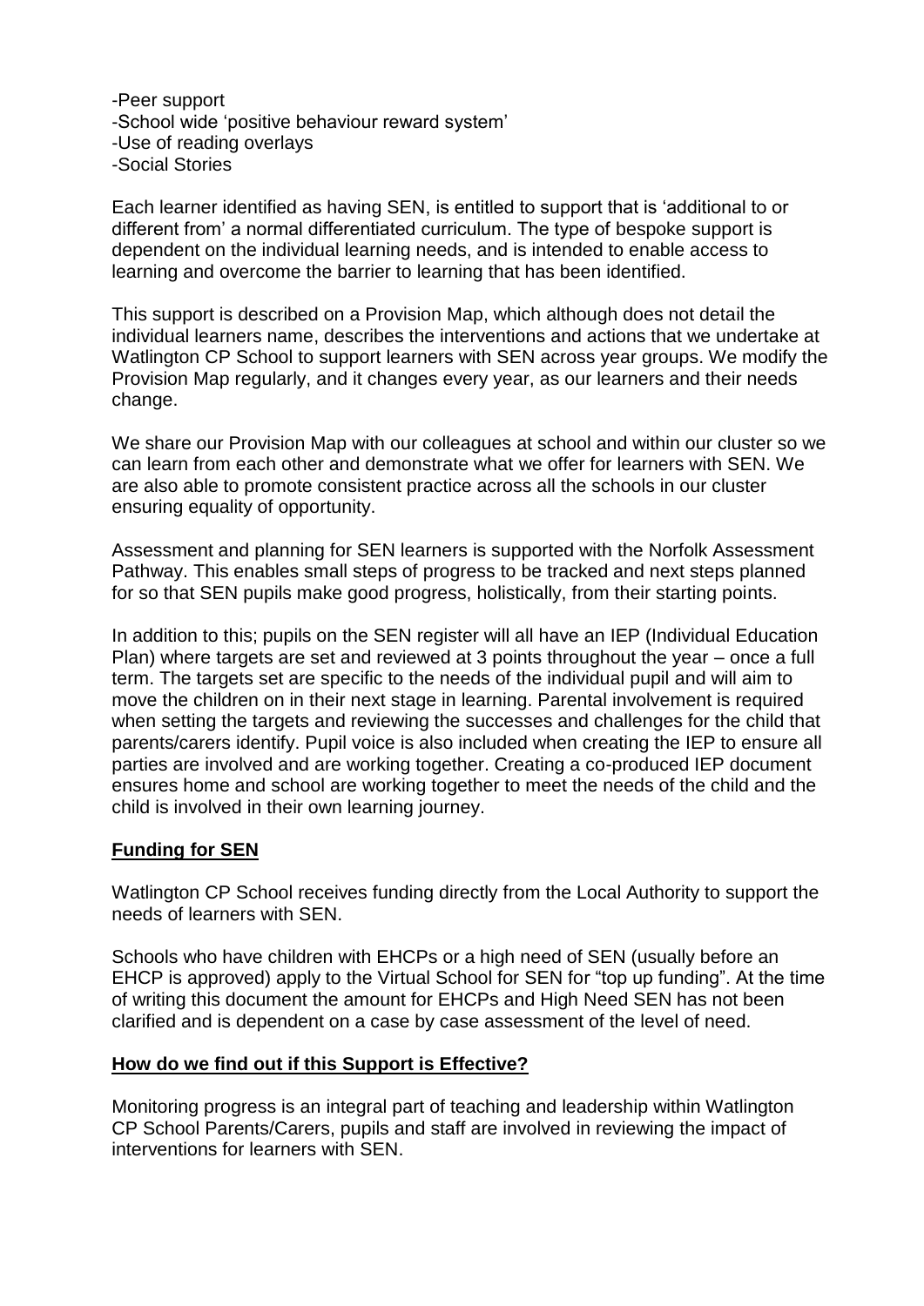-Peer support
-School wide 'positive behaviour reward system'
-Use of reading overlays
-Social Stories

Each learner identified as having SEN, is entitled to support that is 'additional to or different from' a normal differentiated curriculum. The type of bespoke support is dependent on the individual learning needs, and is intended to enable access to learning and overcome the barrier to learning that has been identified.

This support is described on a Provision Map, which although does not detail the individual learners name, describes the interventions and actions that we undertake at Watlington CP School to support learners with SEN across year groups. We modify the Provision Map regularly, and it changes every year, as our learners and their needs change.

We share our Provision Map with our colleagues at school and within our cluster so we can learn from each other and demonstrate what we offer for learners with SEN. We are also able to promote consistent practice across all the schools in our cluster ensuring equality of opportunity.

Assessment and planning for SEN learners is supported with the Norfolk Assessment Pathway. This enables small steps of progress to be tracked and next steps planned for so that SEN pupils make good progress, holistically, from their starting points.

In addition to this; pupils on the SEN register will all have an IEP (Individual Education Plan) where targets are set and reviewed at 3 points throughout the year – once a full term. The targets set are specific to the needs of the individual pupil and will aim to move the children on in their next stage in learning. Parental involvement is required when setting the targets and reviewing the successes and challenges for the child that parents/carers identify. Pupil voice is also included when creating the IEP to ensure all parties are involved and are working together. Creating a co-produced IEP document ensures home and school are working together to meet the needs of the child and the child is involved in their own learning journey.

## **Funding for SEN**

Watlington CP School receives funding directly from the Local Authority to support the needs of learners with SEN.

Schools who have children with EHCPs or a high need of SEN (usually before an EHCP is approved) apply to the Virtual School for SEN for "top up funding". At the time of writing this document the amount for EHCPs and High Need SEN has not been clarified and is dependent on a case by case assessment of the level of need.

## **How do we find out if this Support is Effective?**

Monitoring progress is an integral part of teaching and leadership within Watlington CP School Parents/Carers, pupils and staff are involved in reviewing the impact of interventions for learners with SEN.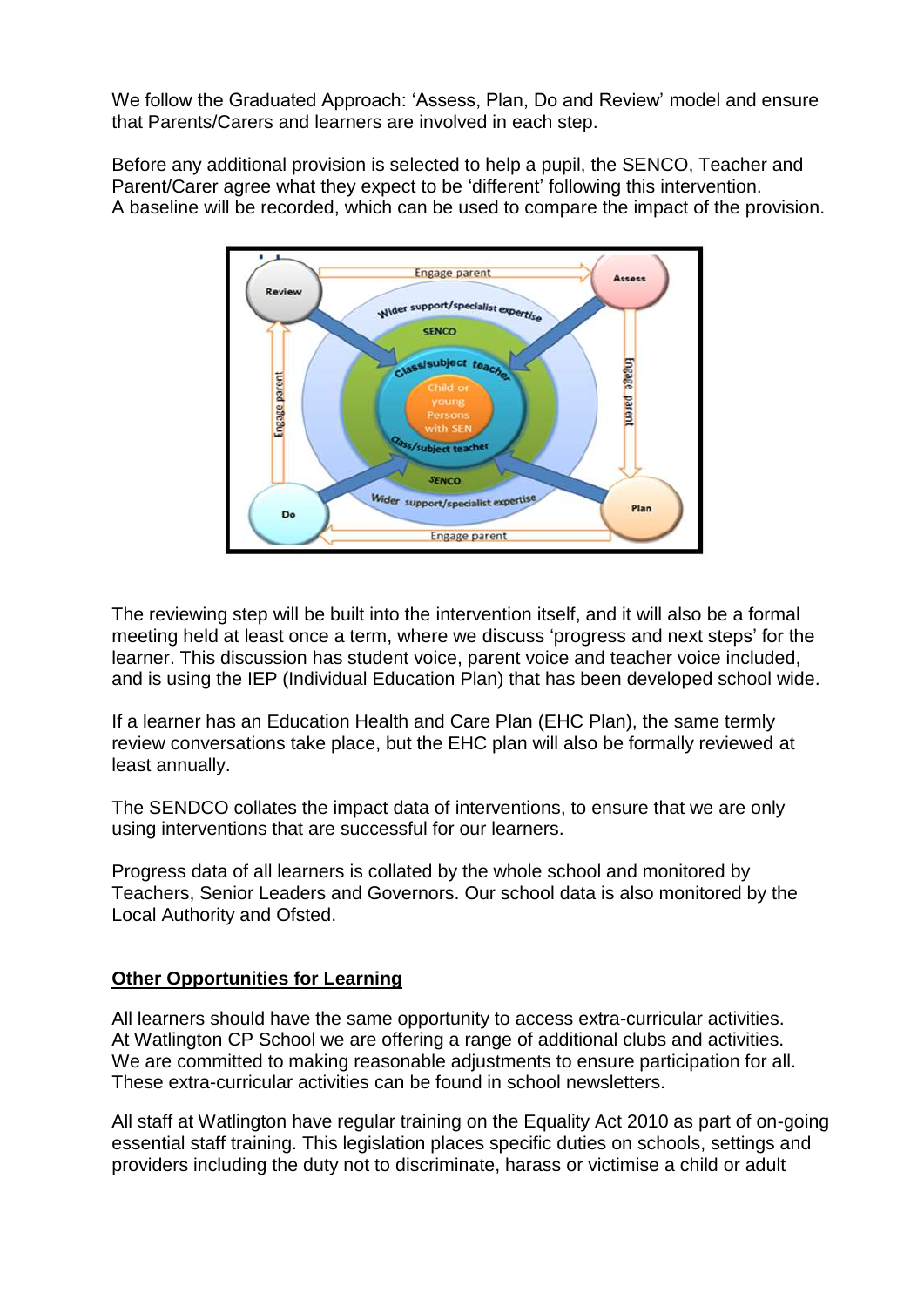We follow the Graduated Approach: 'Assess, Plan, Do and Review' model and ensure that Parents/Carers and learners are involved in each step.

Before any additional provision is selected to help a pupil, the SENCO, Teacher and Parent/Carer agree what they expect to be 'different' following this intervention. A baseline will be recorded, which can be used to compare the impact of the provision.

The reviewing step will be built into the intervention itself, and it will also be a formal meeting held at least once a term, where we discuss 'progress and next steps' for the learner. This discussion has student voice, parent voice and teacher voice included, and is using the IEP (Individual Education Plan) that has been developed school wide.

If a learner has an Education Health and Care Plan (EHC Plan), the same termly review conversations take place, but the EHC plan will also be formally reviewed at least annually.

The SENDCO collates the impact data of interventions, to ensure that we are only using interventions that are successful for our learners.

Progress data of all learners is collated by the whole school and monitored by Teachers, Senior Leaders and Governors. Our school data is also monitored by the Local Authority and Ofsted.

## Other Opportunities for Learning

All learners should have the same opportunity to access extra-curricular activities. At Watlington CP School we are offering a range of additional clubs and activities. We are committed to making reasonable adjustments to ensure participation for all. These extra-curricular activities can be found in school newsletters.

All staff at Watlington have regular training on the Equality Act 2010 as part of on-going essential staff training. This legislation places specific duties on schools, settings and providers including the duty not to discriminate, harass or victimise a child or adult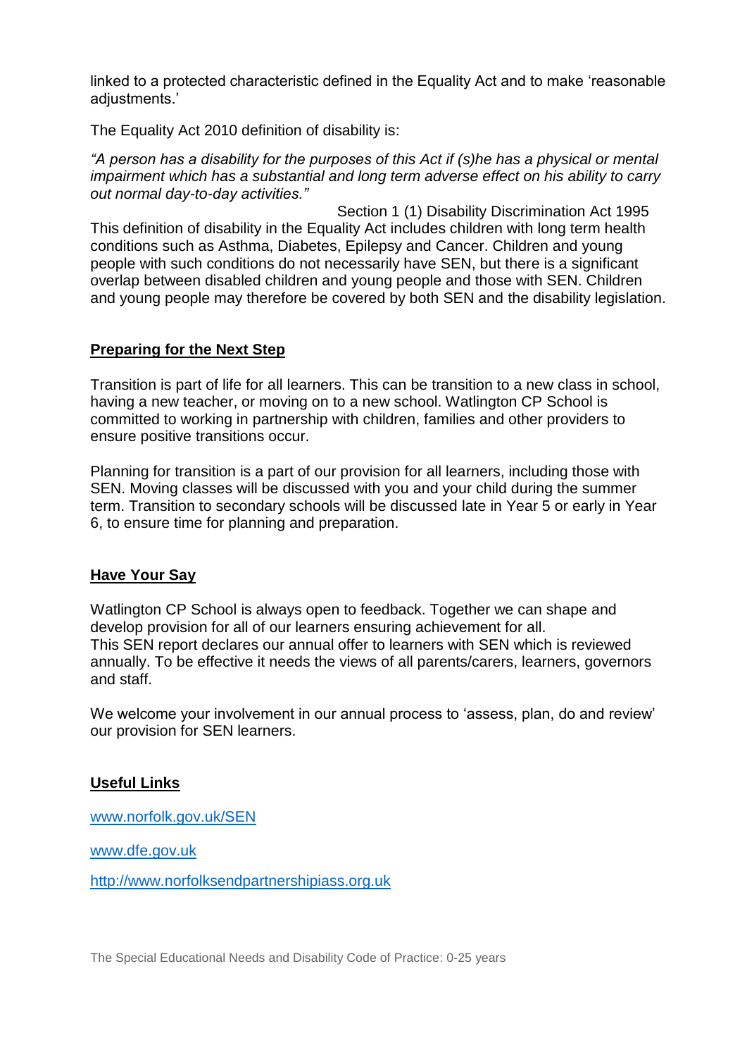linked to a protected characteristic defined in the Equality Act and to make 'reasonable adjustments.'

The Equality Act 2010 definition of disability is:

*"A person has a disability for the purposes of this Act if (s)he has a physical or mental impairment which has a substantial and long term adverse effect on his ability to carry out normal day-to-day activities."*

Section 1 (1) Disability Discrimination Act 1995

This definition of disability in the Equality Act includes children with long term health conditions such as Asthma, Diabetes, Epilepsy and Cancer. Children and young people with such conditions do not necessarily have SEN, but there is a significant overlap between disabled children and young people and those with SEN. Children and young people may therefore be covered by both SEN and the disability legislation.

## Preparing for the Next Step

Transition is part of life for all learners. This can be transition to a new class in school, having a new teacher, or moving on to a new school. Watlington CP School is committed to working in partnership with children, families and other providers to ensure positive transitions occur.

Planning for transition is a part of our provision for all learners, including those with SEN. Moving classes will be discussed with you and your child during the summer term. Transition to secondary schools will be discussed late in Year 5 or early in Year 6, to ensure time for planning and preparation.

## Have Your Say

Watlington CP School is always open to feedback. Together we can shape and develop provision for all of our learners ensuring achievement for all.
This SEN report declares our annual offer to learners with SEN which is reviewed annually. To be effective it needs the views of all parents/carers, learners, governors and staff.

We welcome your involvement in our annual process to 'assess, plan, do and review' our provision for SEN learners.

## Useful Links

www.norfolk.gov.uk/SEN

www.dfe.gov.uk

http://www.norfolksendpartnershipiass.org.uk

The Special Educational Needs and Disability Code of Practice: 0-25 years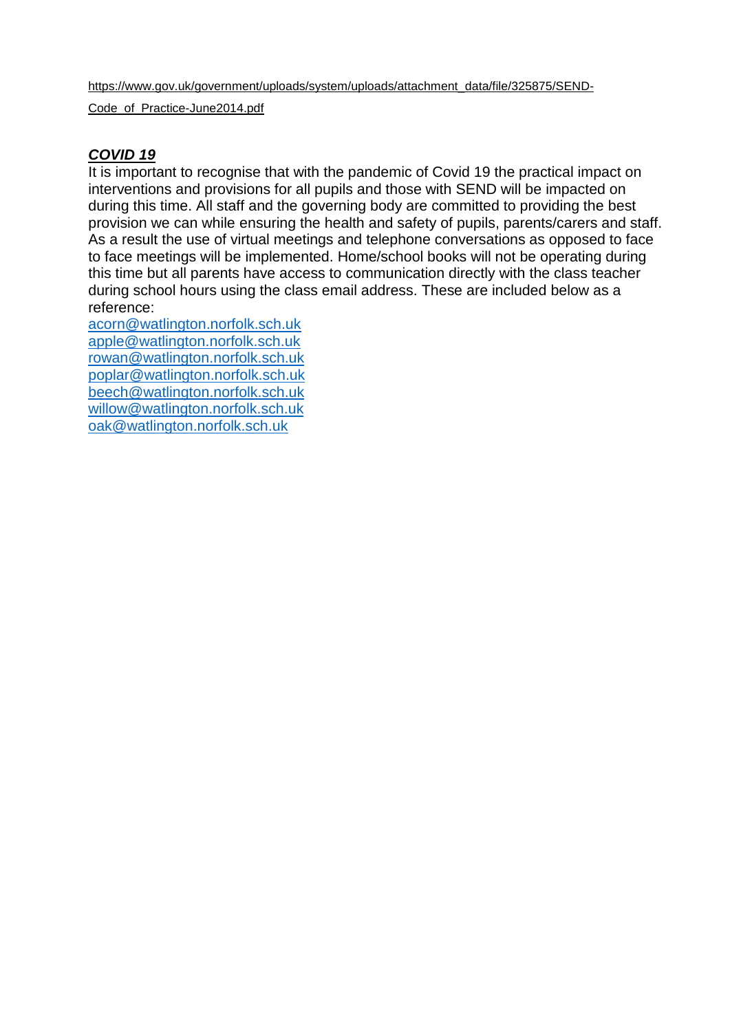https://www.gov.uk/government/uploads/system/uploads/attachment_data/file/325875/SEND-Code_of_Practice-June2014.pdf

## ***COVID 19***

It is important to recognise that with the pandemic of Covid 19 the practical impact on interventions and provisions for all pupils and those with SEND will be impacted on during this time. All staff and the governing body are committed to providing the best provision we can while ensuring the health and safety of pupils, parents/carers and staff. As a result the use of virtual meetings and telephone conversations as opposed to face to face meetings will be implemented. Home/school books will not be operating during this time but all parents have access to communication directly with the class teacher during school hours using the class email address. These are included below as a reference:

acorn@watlington.norfolk.sch.uk
apple@watlington.norfolk.sch.uk
rowan@watlington.norfolk.sch.uk
poplar@watlington.norfolk.sch.uk
beech@watlington.norfolk.sch.uk
willow@watlington.norfolk.sch.uk
oak@watlington.norfolk.sch.uk